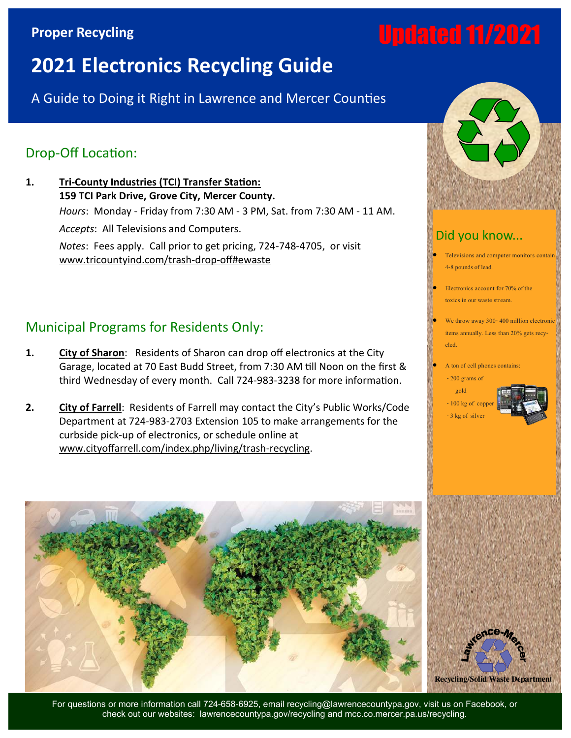**Proper Recycling**

**Updated 11/2021**

# 2021 Electronics Recycling Guide

A Guide to Doing it Right in Lawrence and Mercer Counties

## Drop-Off Location:

1. **Tri-County Industries (TCI) Transfer Station:**
   **159 TCI Park Drive, Grove City, Mercer County.**

   *Hours*: Monday - Friday from 7:30 AM - 3 PM, Sat. from 7:30 AM - 11 AM.

   *Accepts*: All Televisions and Computers.

   *Notes*: Fees apply. Call prior to get pricing, 724-748-4705, or visit www.tricountyind.com/trash-drop-off#ewaste

## Municipal Programs for Residents Only:

1. **City of Sharon**: Residents of Sharon can drop off electronics at the City Garage, located at 70 East Budd Street, from 7:30 AM till Noon on the first & third Wednesday of every month. Call 724-983-3238 for more information.

2. **City of Farrell**: Residents of Farrell may contact the City's Public Works/Code Department at 724-983-2703 Extension 105 to make arrangements for the curbside pick-up of electronics, or schedule online at www.cityoffarrell.com/index.php/living/trash-recycling.

## Did you know...

- Televisions and computer monitors contain 4-8 pounds of lead.
- Electronics account for 70% of the toxics in our waste stream.
- We throw away 300- 400 million electronic items annually. Less than 20% gets recycled.
- A ton of cell phones contains:
  - 200 grams of gold
  - 100 kg of copper
  - 3 kg of silver

Lawrence-Mercer Recycling/Solid Waste Department

For questions or more information call 724-658-6925, email recycling@lawrencecountypa.gov, visit us on Facebook, or check out our websites: lawrencecountypa.gov/recycling and mcc.co.mercer.pa.us/recycling.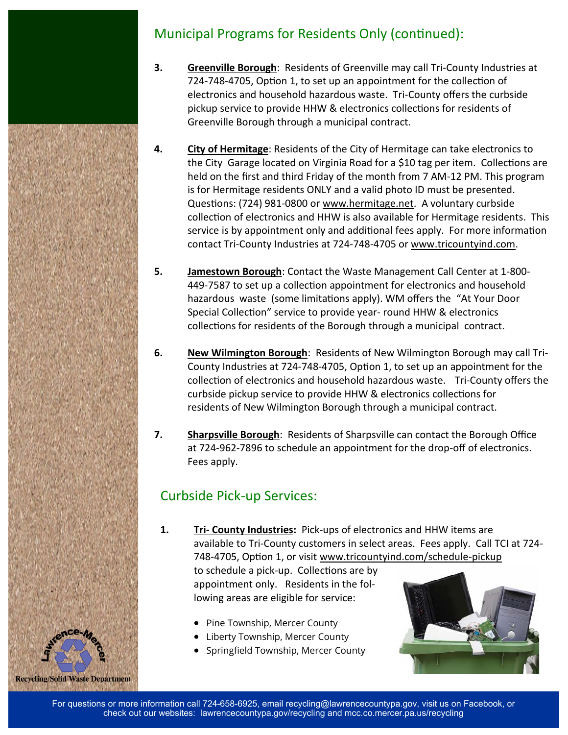## Municipal Programs for Residents Only (continued):

3. **Greenville Borough**: Residents of Greenville may call Tri-County Industries at 724-748-4705, Option 1, to set up an appointment for the collection of electronics and household hazardous waste. Tri-County offers the curbside pickup service to provide HHW & electronics collections for residents of Greenville Borough through a municipal contract.

4. **City of Hermitage**: Residents of the City of Hermitage can take electronics to the City Garage located on Virginia Road for a $10 tag per item. Collections are held on the first and third Friday of the month from 7 AM-12 PM. This program is for Hermitage residents ONLY and a valid photo ID must be presented. Questions: (724) 981-0800 or www.hermitage.net. A voluntary curbside collection of electronics and HHW is also available for Hermitage residents. This service is by appointment only and additional fees apply. For more information contact Tri-County Industries at 724-748-4705 or www.tricountyind.com.

5. **Jamestown Borough**: Contact the Waste Management Call Center at 1-800-449-7587 to set up a collection appointment for electronics and household hazardous waste (some limitations apply). WM offers the "At Your Door Special Collection" service to provide year- round HHW & electronics collections for residents of the Borough through a municipal contract.

6. **New Wilmington Borough**: Residents of New Wilmington Borough may call Tri-County Industries at 724-748-4705, Option 1, to set up an appointment for the collection of electronics and household hazardous waste. Tri-County offers the curbside pickup service to provide HHW & electronics collections for residents of New Wilmington Borough through a municipal contract.

7. **Sharpsville Borough**: Residents of Sharpsville can contact the Borough Office at 724-962-7896 to schedule an appointment for the drop-off of electronics. Fees apply.

## Curbside Pick-up Services:

1. **Tri- County Industries:** Pick-ups of electronics and HHW items are available to Tri-County customers in select areas. Fees apply. Call TCI at 724-748-4705, Option 1, or visit www.tricountyind.com/schedule-pickup to schedule a pick-up. Collections are by appointment only. Residents in the following areas are eligible for service:

   - Pine Township, Mercer County
   - Liberty Township, Mercer County
   - Springfield Township, Mercer County

Lawrence-Mercer Recycling/Solid Waste Department

For questions or more information call 724-658-6925, email recycling@lawrencecountypa.gov, visit us on Facebook, or check out our websites: lawrencecountypa.gov/recycling and mcc.co.mercer.pa.us/recycling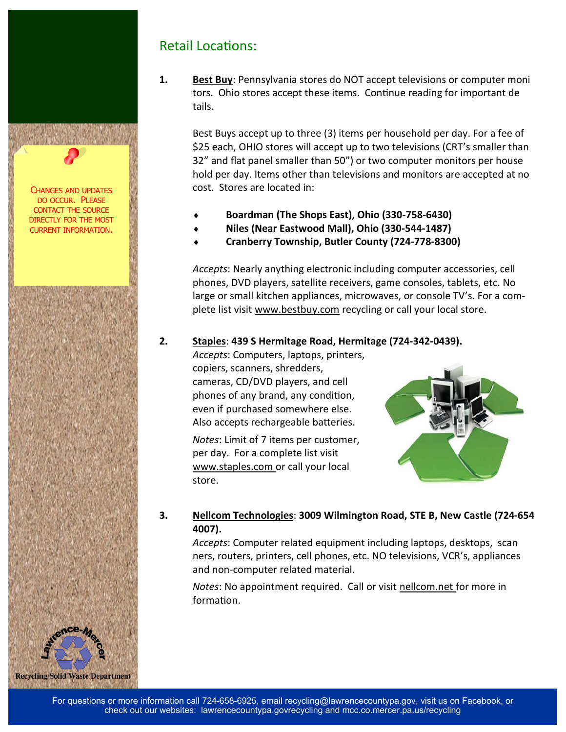## Retail Locations:

1. **Best Buy**: Pennsylvania stores do NOT accept televisions or computer monitors. Ohio stores accept these items. Continue reading for important details.

   Best Buys accept up to three (3) items per household per day. For a fee of $25 each, OHIO stores will accept up to two televisions (CRT's smaller than 32" and flat panel smaller than 50") or two computer monitors per household per day. Items other than televisions and monitors are accepted at no cost. Stores are located in:

   - **Boardman (The Shops East), Ohio (330-758-6430)**
   - **Niles (Near Eastwood Mall), Ohio (330-544-1487)**
   - **Cranberry Township, Butler County (724-778-8300)**

   *Accepts*: Nearly anything electronic including computer accessories, cell phones, DVD players, satellite receivers, game consoles, tablets, etc. No large or small kitchen appliances, microwaves, or console TV's. For a complete list visit www.bestbuy.com recycling or call your local store.

2. **Staples**: **439 S Hermitage Road, Hermitage (724-342-0439).**

   *Accepts*: Computers, laptops, printers, copiers, scanners, shredders, cameras, CD/DVD players, and cell phones of any brand, any condition, even if purchased somewhere else. Also accepts rechargeable batteries.

   *Notes*: Limit of 7 items per customer, per day. For a complete list visit www.staples.com or call your local store.

3. **Nellcom Technologies**: **3009 Wilmington Road, STE B, New Castle (724-654 4007).**

   *Accepts*: Computer related equipment including laptops, desktops, scanners, routers, printers, cell phones, etc. NO televisions, VCR's, appliances and non-computer related material.

   *Notes*: No appointment required. Call or visit nellcom.net for more information.

CHANGES AND UPDATES DO OCCUR. PLEASE CONTACT THE SOURCE DIRECTLY FOR THE MOST CURRENT INFORMATION.

Lawrence-Mercer Recycling/Solid Waste Department

For questions or more information call 724-658-6925, email recycling@lawrencecountypa.gov, visit us on Facebook, or check out our websites: lawrencecountypa.govrecycling and mcc.co.mercer.pa.us/recycling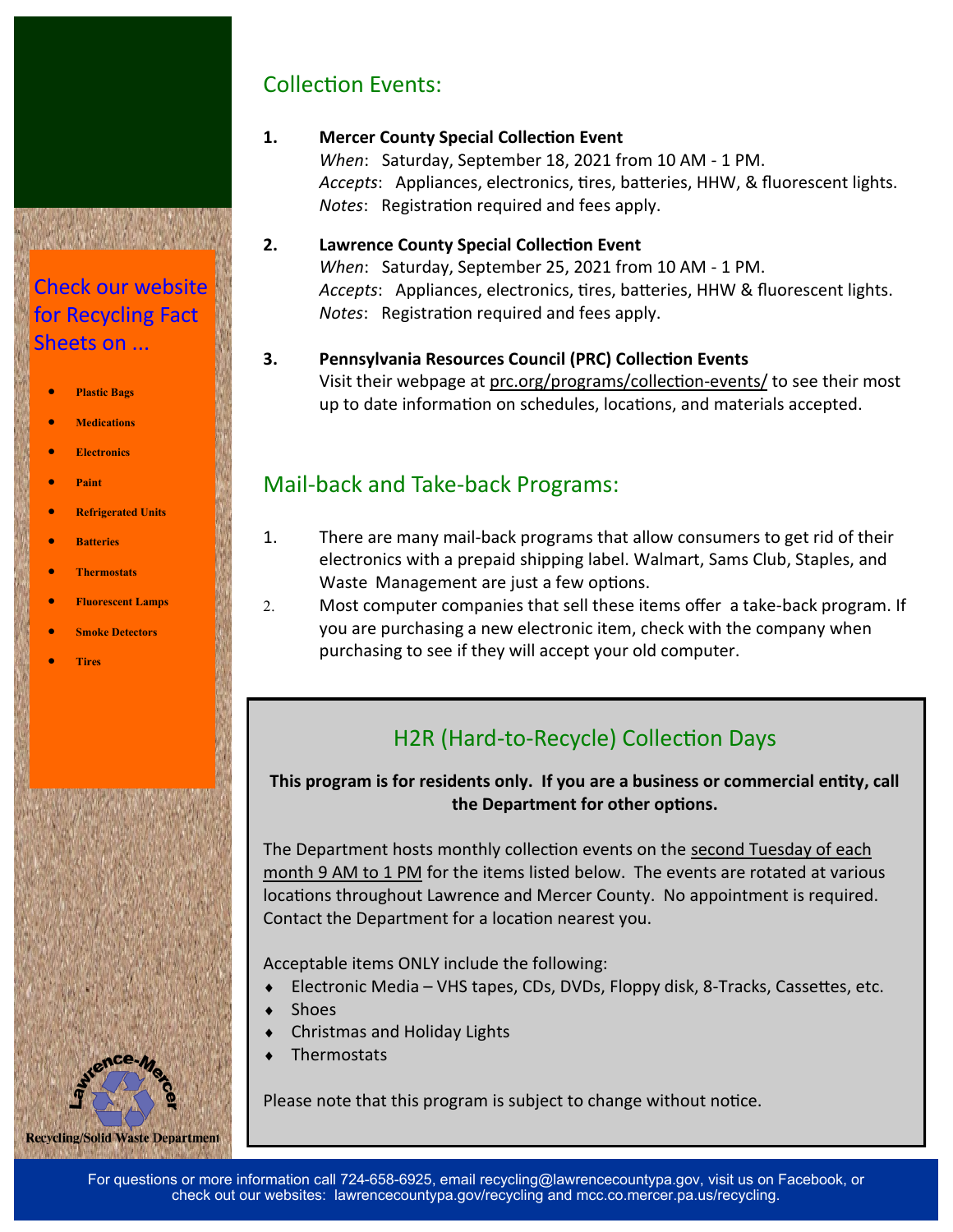## Collection Events:

1. **Mercer County Special Collection Event**
   *When*: Saturday, September 18, 2021 from 10 AM - 1 PM.
   *Accepts*: Appliances, electronics, tires, batteries, HHW, & fluorescent lights.
   *Notes*: Registration required and fees apply.

2. **Lawrence County Special Collection Event**
   *When*: Saturday, September 25, 2021 from 10 AM - 1 PM.
   *Accepts*: Appliances, electronics, tires, batteries, HHW & fluorescent lights.
   *Notes*: Registration required and fees apply.

3. **Pennsylvania Resources Council (PRC) Collection Events**
   Visit their webpage at prc.org/programs/collection-events/ to see their most up to date information on schedules, locations, and materials accepted.

## Mail-back and Take-back Programs:

1. There are many mail-back programs that allow consumers to get rid of their electronics with a prepaid shipping label. Walmart, Sams Club, Staples, and Waste Management are just a few options.
2. Most computer companies that sell these items offer a take-back program. If you are purchasing a new electronic item, check with the company when purchasing to see if they will accept your old computer.

## H2R (Hard-to-Recycle) Collection Days

**This program is for residents only. If you are a business or commercial entity, call the Department for other options.**

The Department hosts monthly collection events on the second Tuesday of each month 9 AM to 1 PM for the items listed below. The events are rotated at various locations throughout Lawrence and Mercer County. No appointment is required. Contact the Department for a location nearest you.

Acceptable items ONLY include the following:

- Electronic Media – VHS tapes, CDs, DVDs, Floppy disk, 8-Tracks, Cassettes, etc.
- Shoes
- Christmas and Holiday Lights
- Thermostats

Please note that this program is subject to change without notice.

Check our website for Recycling Fact Sheets on ...

- **Plastic Bags**
- **Medications**
- **Electronics**
- **Paint**
- **Refrigerated Units**
- **Batteries**
- **Thermostats**
- **Fluorescent Lamps**
- **Smoke Detectors**
- **Tires**

Lawrence-Mercer
Recycling/Solid Waste Department

For questions or more information call 724-658-6925, email recycling@lawrencecountypa.gov, visit us on Facebook, or check out our websites: lawrencecountypa.gov/recycling and mcc.co.mercer.pa.us/recycling.